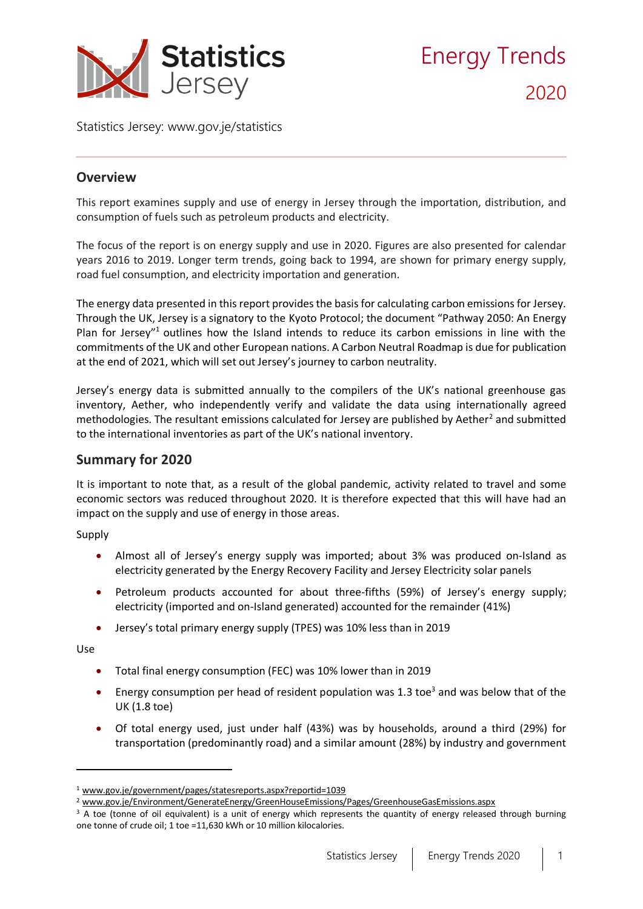# Energy Trends 2020

Statistics Jersey: www.gov.je/statistics

## Overview

This report examines supply and use of energy in Jersey through the importation, distribution, and consumption of fuels such as petroleum products and electricity.

The focus of the report is on energy supply and use in 2020. Figures are also presented for calendar years 2016 to 2019. Longer term trends, going back to 1994, are shown for primary energy supply, road fuel consumption, and electricity importation and generation.

The energy data presented in this report provides the basis for calculating carbon emissions for Jersey. Through the UK, Jersey is a signatory to the Kyoto Protocol; the document "Pathway 2050: An Energy Plan for Jersey"[1] outlines how the Island intends to reduce its carbon emissions in line with the commitments of the UK and other European nations. A Carbon Neutral Roadmap is due for publication at the end of 2021, which will set out Jersey's journey to carbon neutrality.

Jersey's energy data is submitted annually to the compilers of the UK's national greenhouse gas inventory, Aether, who independently verify and validate the data using internationally agreed methodologies. The resultant emissions calculated for Jersey are published by Aether[2] and submitted to the international inventories as part of the UK's national inventory.

## Summary for 2020

It is important to note that, as a result of the global pandemic, activity related to travel and some economic sectors was reduced throughout 2020. It is therefore expected that this will have had an impact on the supply and use of energy in those areas.

Supply

- Almost all of Jersey's energy supply was imported; about 3% was produced on-Island as electricity generated by the Energy Recovery Facility and Jersey Electricity solar panels
- Petroleum products accounted for about three-fifths (59%) of Jersey's energy supply; electricity (imported and on-Island generated) accounted for the remainder (41%)
- Jersey's total primary energy supply (TPES) was 10% less than in 2019

Use

- Total final energy consumption (FEC) was 10% lower than in 2019
- Energy consumption per head of resident population was 1.3 toe[3] and was below that of the UK (1.8 toe)
- Of total energy used, just under half (43%) was by households, around a third (29%) for transportation (predominantly road) and a similar amount (28%) by industry and government

---

[1] www.gov.je/government/pages/statesreports.aspx?reportid=1039

[2] www.gov.je/Environment/GenerateEnergy/GreenHouseEmissions/Pages/GreenhouseGasEmissions.aspx

[3] A toe (tonne of oil equivalent) is a unit of energy which represents the quantity of energy released through burning one tonne of crude oil; 1 toe =11,630 kWh or 10 million kilocalories.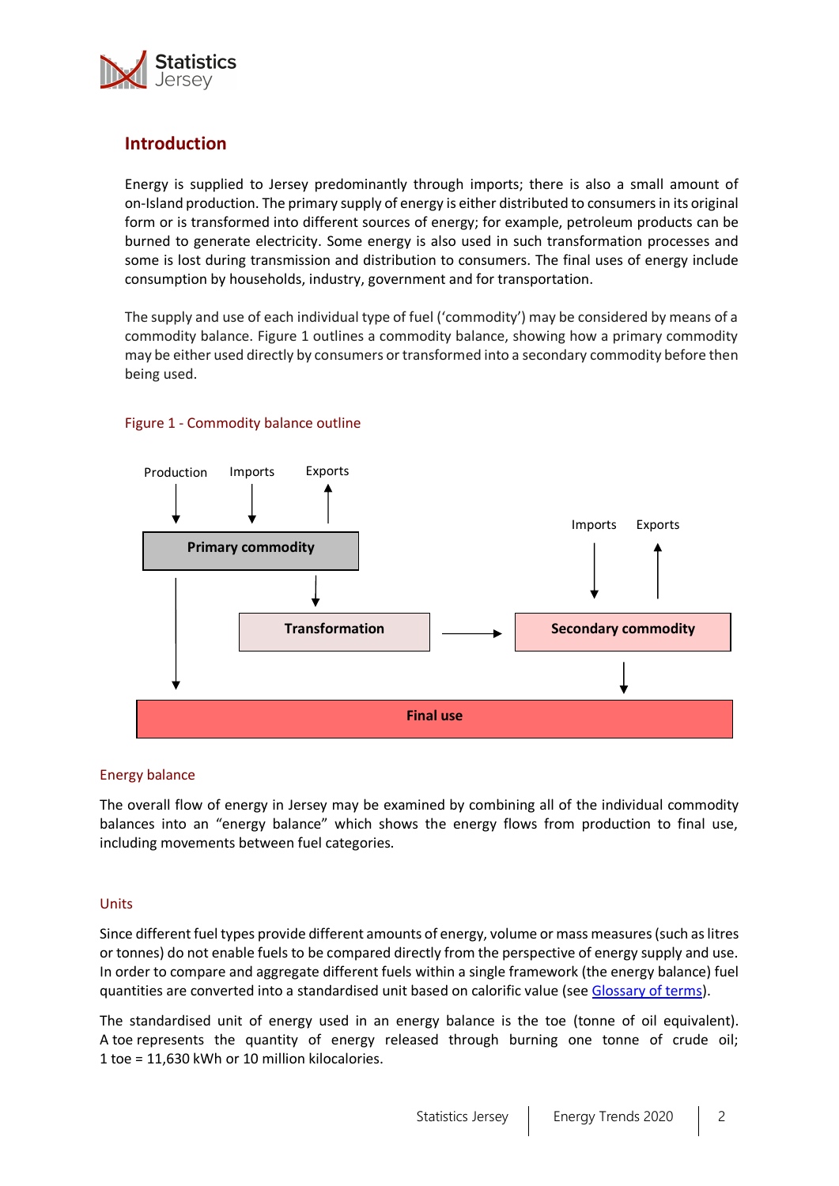## Introduction

Energy is supplied to Jersey predominantly through imports; there is also a small amount of on-Island production. The primary supply of energy is either distributed to consumers in its original form or is transformed into different sources of energy; for example, petroleum products can be burned to generate electricity. Some energy is also used in such transformation processes and some is lost during transmission and distribution to consumers. The final uses of energy include consumption by households, industry, government and for transportation.

The supply and use of each individual type of fuel ('commodity') may be considered by means of a commodity balance. Figure 1 outlines a commodity balance, showing how a primary commodity may be either used directly by consumers or transformed into a secondary commodity before then being used.

Figure 1 - Commodity balance outline

Production ↓ Imports ↓ Exports ↑

**Primary commodity** → **Transformation** → **Secondary commodity** (Imports ↓ Exports ↑)

**Final use**

### Energy balance

The overall flow of energy in Jersey may be examined by combining all of the individual commodity balances into an "energy balance" which shows the energy flows from production to final use, including movements between fuel categories.

### Units

Since different fuel types provide different amounts of energy, volume or mass measures (such as litres or tonnes) do not enable fuels to be compared directly from the perspective of energy supply and use. In order to compare and aggregate different fuels within a single framework (the energy balance) fuel quantities are converted into a standardised unit based on calorific value (see Glossary of terms).

The standardised unit of energy used in an energy balance is the toe (tonne of oil equivalent). A toe represents the quantity of energy released through burning one tonne of crude oil; 1 toe = 11,630 kWh or 10 million kilocalories.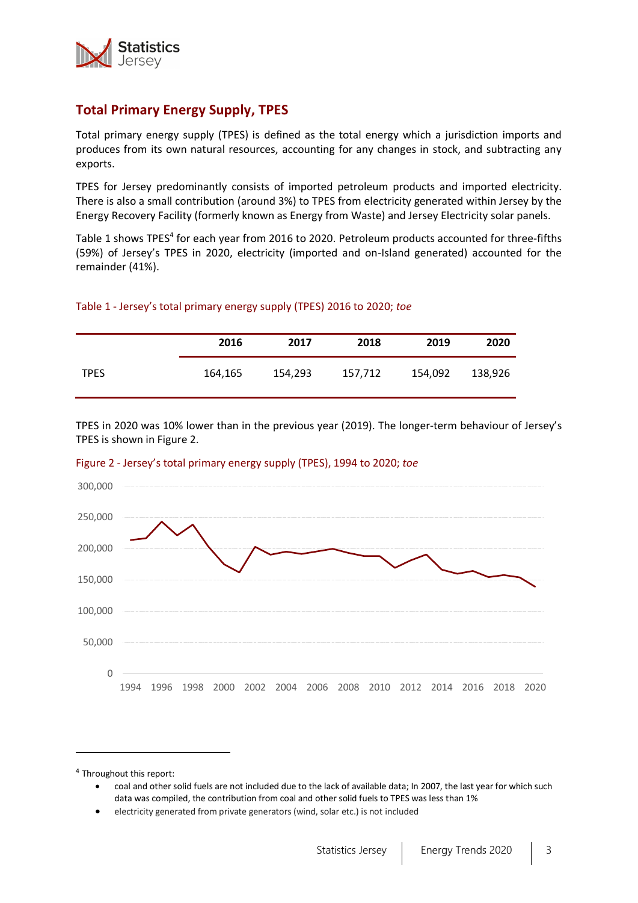## Total Primary Energy Supply, TPES

Total primary energy supply (TPES) is defined as the total energy which a jurisdiction imports and produces from its own natural resources, accounting for any changes in stock, and subtracting any exports.

TPES for Jersey predominantly consists of imported petroleum products and imported electricity. There is also a small contribution (around 3%) to TPES from electricity generated within Jersey by the Energy Recovery Facility (formerly known as Energy from Waste) and Jersey Electricity solar panels.

Table 1 shows TPES[4] for each year from 2016 to 2020. Petroleum products accounted for three-fifths (59%) of Jersey's TPES in 2020, electricity (imported and on-Island generated) accounted for the remainder (41%).

Table 1 - Jersey's total primary energy supply (TPES) 2016 to 2020; *toe*

| | 2016 | 2017 | 2018 | 2019 | 2020 |
|---|---|---|---|---|---|
| TPES | 164,165 | 154,293 | 157,712 | 154,092 | 138,926 |

TPES in 2020 was 10% lower than in the previous year (2019). The longer-term behaviour of Jersey's TPES is shown in Figure 2.

Figure 2 - Jersey's total primary energy supply (TPES), 1994 to 2020; *toe*

---

[4] Throughout this report:

- coal and other solid fuels are not included due to the lack of available data; In 2007, the last year for which such data was compiled, the contribution from coal and other solid fuels to TPES was less than 1%
- electricity generated from private generators (wind, solar etc.) is not included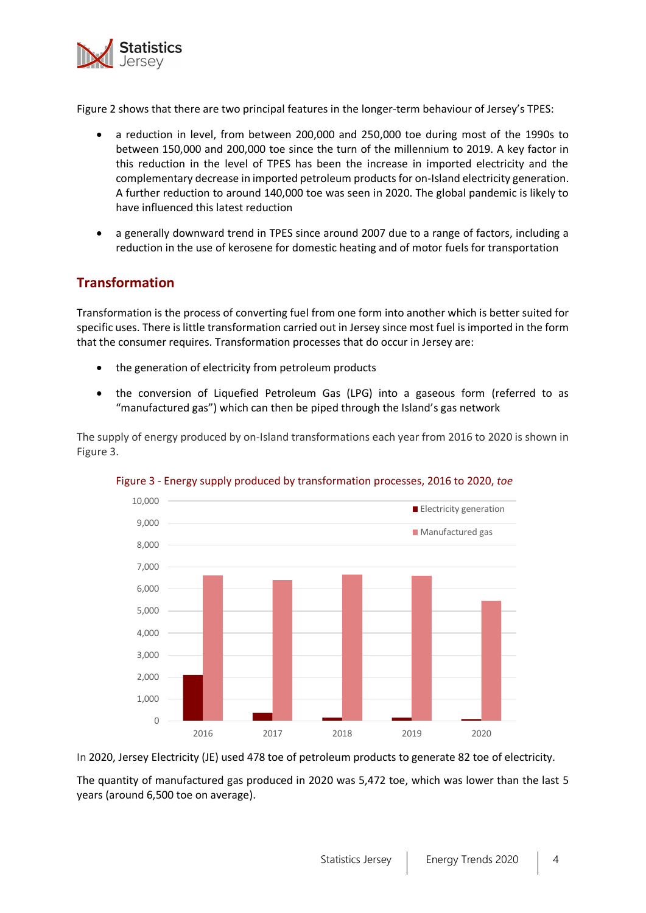Figure 2 shows that there are two principal features in the longer-term behaviour of Jersey's TPES:

- a reduction in level, from between 200,000 and 250,000 toe during most of the 1990s to between 150,000 and 200,000 toe since the turn of the millennium to 2019. A key factor in this reduction in the level of TPES has been the increase in imported electricity and the complementary decrease in imported petroleum products for on-Island electricity generation. A further reduction to around 140,000 toe was seen in 2020. The global pandemic is likely to have influenced this latest reduction

- a generally downward trend in TPES since around 2007 due to a range of factors, including a reduction in the use of kerosene for domestic heating and of motor fuels for transportation

## Transformation

Transformation is the process of converting fuel from one form into another which is better suited for specific uses. There is little transformation carried out in Jersey since most fuel is imported in the form that the consumer requires. Transformation processes that do occur in Jersey are:

- the generation of electricity from petroleum products

- the conversion of Liquefied Petroleum Gas (LPG) into a gaseous form (referred to as "manufactured gas") which can then be piped through the Island's gas network

The supply of energy produced by on-Island transformations each year from 2016 to 2020 is shown in Figure 3.

Figure 3 - Energy supply produced by transformation processes, 2016 to 2020, *toe*

In 2020, Jersey Electricity (JE) used 478 toe of petroleum products to generate 82 toe of electricity.

The quantity of manufactured gas produced in 2020 was 5,472 toe, which was lower than the last 5 years (around 6,500 toe on average).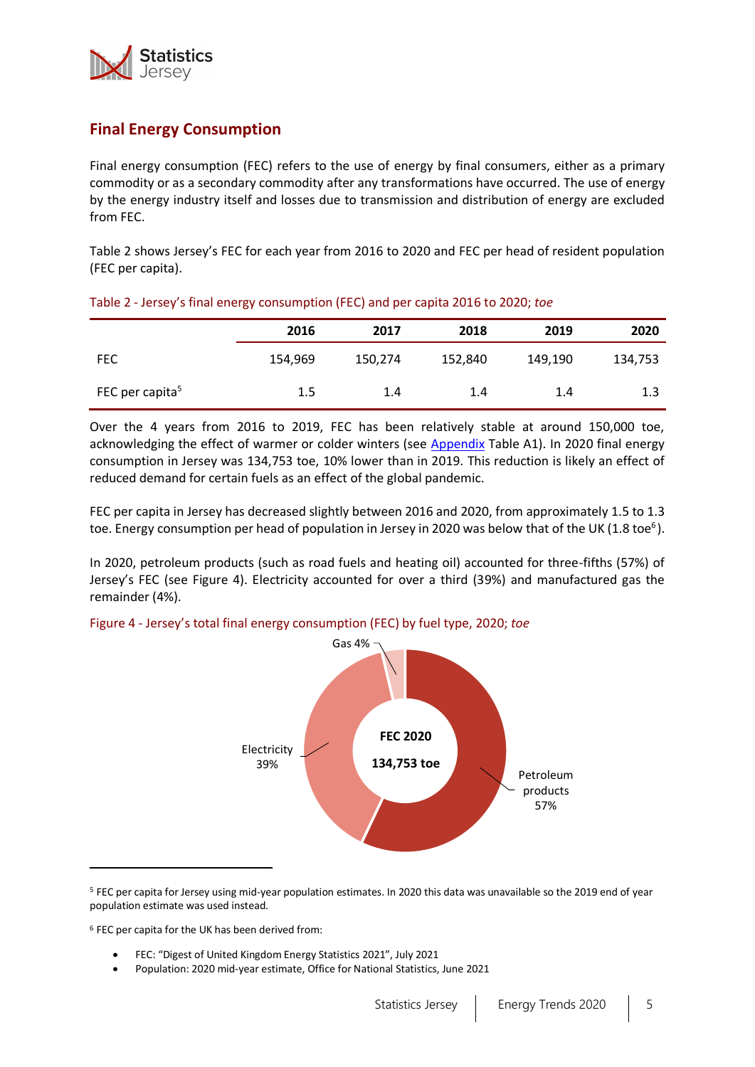## Final Energy Consumption

Final energy consumption (FEC) refers to the use of energy by final consumers, either as a primary commodity or as a secondary commodity after any transformations have occurred. The use of energy by the energy industry itself and losses due to transmission and distribution of energy are excluded from FEC.

Table 2 shows Jersey's FEC for each year from 2016 to 2020 and FEC per head of resident population (FEC per capita).

Table 2 - Jersey's final energy consumption (FEC) and per capita 2016 to 2020; *toe*

| | 2016 | 2017 | 2018 | 2019 | 2020 |
|---|---|---|---|---|---|
| FEC | 154,969 | 150,274 | 152,840 | 149,190 | 134,753 |
| FEC per capita[5] | 1.5 | 1.4 | 1.4 | 1.4 | 1.3 |

Over the 4 years from 2016 to 2019, FEC has been relatively stable at around 150,000 toe, acknowledging the effect of warmer or colder winters (see Appendix Table A1). In 2020 final energy consumption in Jersey was 134,753 toe, 10% lower than in 2019. This reduction is likely an effect of reduced demand for certain fuels as an effect of the global pandemic.

FEC per capita in Jersey has decreased slightly between 2016 and 2020, from approximately 1.5 to 1.3 toe. Energy consumption per head of population in Jersey in 2020 was below that of the UK (1.8 toe[6]).

In 2020, petroleum products (such as road fuels and heating oil) accounted for three-fifths (57%) of Jersey's FEC (see Figure 4). Electricity accounted for over a third (39%) and manufactured gas the remainder (4%).

Figure 4 - Jersey's total final energy consumption (FEC) by fuel type, 2020; *toe*

FEC 2020: 134,753 toe

- Petroleum products 57%
- Electricity 39%
- Gas 4%

[5] FEC per capita for Jersey using mid-year population estimates. In 2020 this data was unavailable so the 2019 end of year population estimate was used instead.

[6] FEC per capita for the UK has been derived from:

- FEC: "Digest of United Kingdom Energy Statistics 2021", July 2021
- Population: 2020 mid-year estimate, Office for National Statistics, June 2021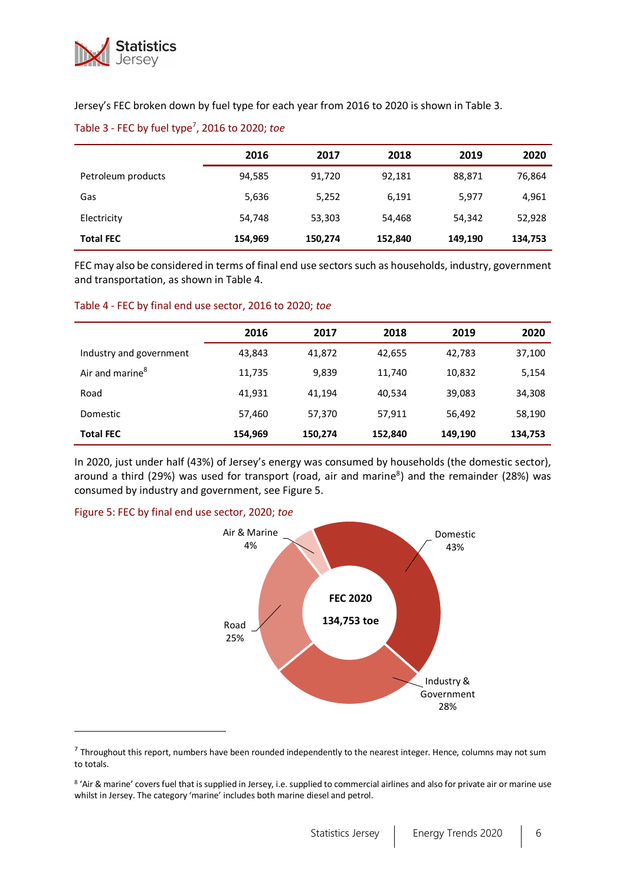Jersey's FEC broken down by fuel type for each year from 2016 to 2020 is shown in Table 3.

Table 3 - FEC by fuel type[7], 2016 to 2020; *toe*

| | 2016 | 2017 | 2018 | 2019 | 2020 |
|---|---|---|---|---|---|
| Petroleum products | 94,585 | 91,720 | 92,181 | 88,871 | 76,864 |
| Gas | 5,636 | 5,252 | 6,191 | 5,977 | 4,961 |
| Electricity | 54,748 | 53,303 | 54,468 | 54,342 | 52,928 |
| **Total FEC** | **154,969** | **150,274** | **152,840** | **149,190** | **134,753** |

FEC may also be considered in terms of final end use sectors such as households, industry, government and transportation, as shown in Table 4.

Table 4 - FEC by final end use sector, 2016 to 2020; *toe*

| | 2016 | 2017 | 2018 | 2019 | 2020 |
|---|---|---|---|---|---|
| Industry and government | 43,843 | 41,872 | 42,655 | 42,783 | 37,100 |
| Air and marine[8] | 11,735 | 9,839 | 11,740 | 10,832 | 5,154 |
| Road | 41,931 | 41,194 | 40,534 | 39,083 | 34,308 |
| Domestic | 57,460 | 57,370 | 57,911 | 56,492 | 58,190 |
| **Total FEC** | **154,969** | **150,274** | **152,840** | **149,190** | **134,753** |

In 2020, just under half (43%) of Jersey's energy was consumed by households (the domestic sector), around a third (29%) was used for transport (road, air and marine[8]) and the remainder (28%) was consumed by industry and government, see Figure 5.

Figure 5: FEC by final end use sector, 2020; *toe*

FEC 2020
134,753 toe

Domestic 43%
Industry & Government 28%
Road 25%
Air & Marine 4%

[7] Throughout this report, numbers have been rounded independently to the nearest integer. Hence, columns may not sum to totals.

[8] 'Air & marine' covers fuel that is supplied in Jersey, i.e. supplied to commercial airlines and also for private air or marine use whilst in Jersey. The category 'marine' includes both marine diesel and petrol.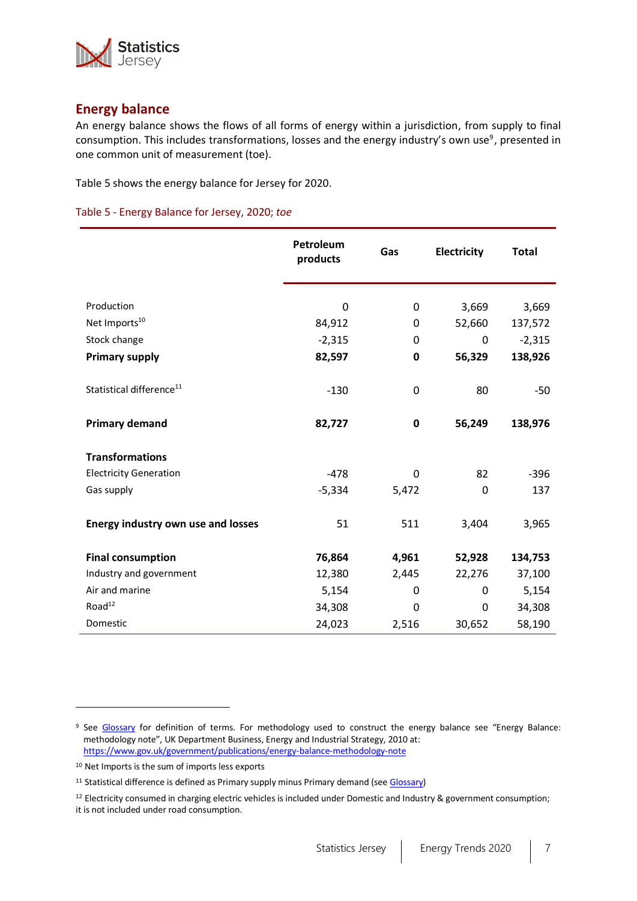## Energy balance

An energy balance shows the flows of all forms of energy within a jurisdiction, from supply to final consumption. This includes transformations, losses and the energy industry's own use[9], presented in one common unit of measurement (toe).

Table 5 shows the energy balance for Jersey for 2020.

Table 5 - Energy Balance for Jersey, 2020; *toe*

| | Petroleum products | Gas | Electricity | Total |
|---|---|---|---|---|
| Production | 0 | 0 | 3,669 | 3,669 |
| Net Imports[10] | 84,912 | 0 | 52,660 | 137,572 |
| Stock change | -2,315 | 0 | 0 | -2,315 |
| **Primary supply** | **82,597** | **0** | **56,329** | **138,926** |
| Statistical difference[11] | -130 | 0 | 80 | -50 |
| **Primary demand** | **82,727** | **0** | **56,249** | **138,976** |
| **Transformations** | | | | |
| Electricity Generation | -478 | 0 | 82 | -396 |
| Gas supply | -5,334 | 5,472 | 0 | 137 |
| **Energy industry own use and losses** | 51 | 511 | 3,404 | 3,965 |
| **Final consumption** | **76,864** | **4,961** | **52,928** | **134,753** |
| Industry and government | 12,380 | 2,445 | 22,276 | 37,100 |
| Air and marine | 5,154 | 0 | 0 | 5,154 |
| Road[12] | 34,308 | 0 | 0 | 34,308 |
| Domestic | 24,023 | 2,516 | 30,652 | 58,190 |

[9] See Glossary for definition of terms. For methodology used to construct the energy balance see "Energy Balance: methodology note", UK Department Business, Energy and Industrial Strategy, 2010 at: https://www.gov.uk/government/publications/energy-balance-methodology-note

[10] Net Imports is the sum of imports less exports

[11] Statistical difference is defined as Primary supply minus Primary demand (see Glossary)

[12] Electricity consumed in charging electric vehicles is included under Domestic and Industry & government consumption; it is not included under road consumption.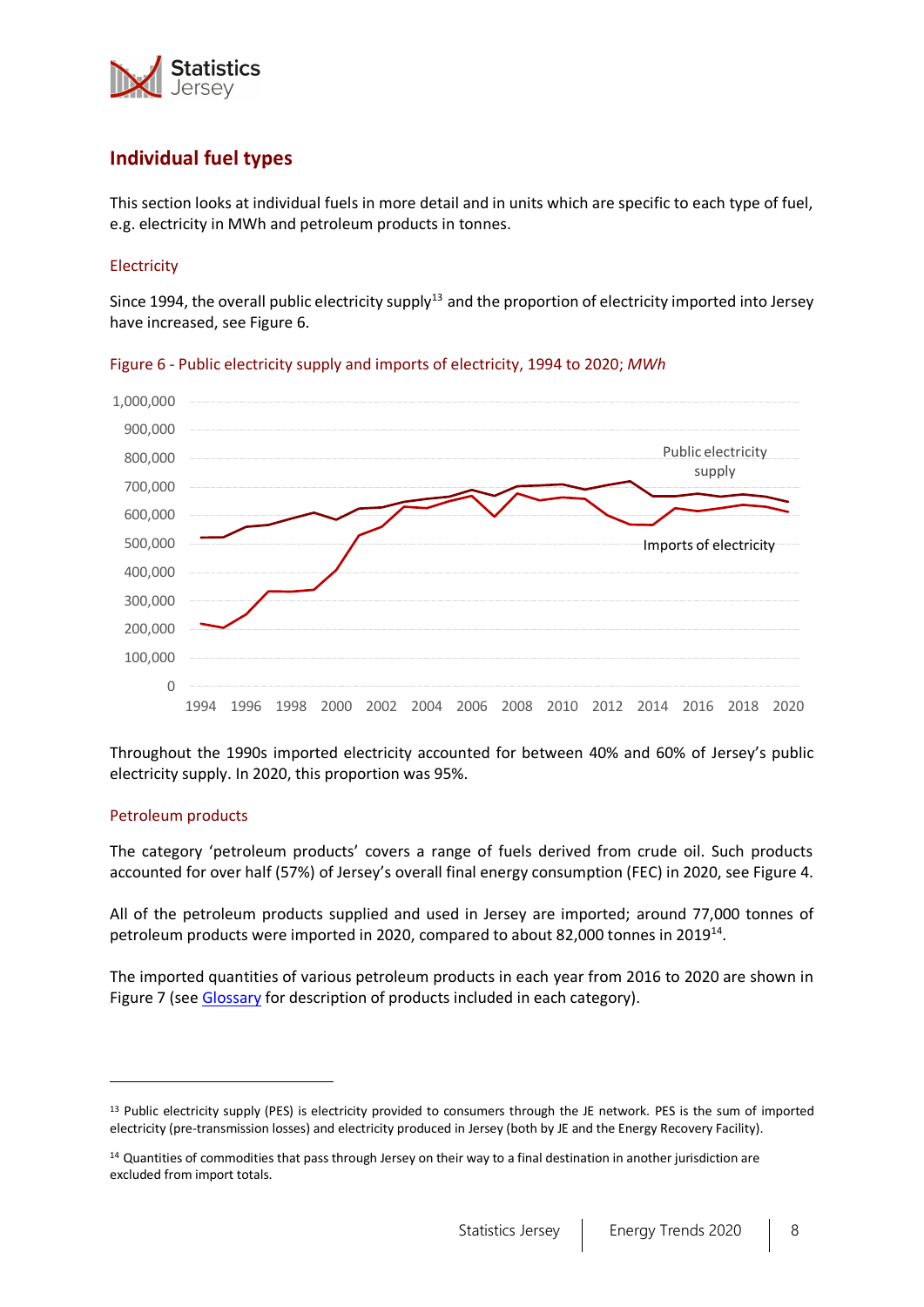## Individual fuel types

This section looks at individual fuels in more detail and in units which are specific to each type of fuel, e.g. electricity in MWh and petroleum products in tonnes.

### Electricity

Since 1994, the overall public electricity supply[13] and the proportion of electricity imported into Jersey have increased, see Figure 6.

Figure 6 - Public electricity supply and imports of electricity, 1994 to 2020; *MWh*

Throughout the 1990s imported electricity accounted for between 40% and 60% of Jersey's public electricity supply. In 2020, this proportion was 95%.

### Petroleum products

The category 'petroleum products' covers a range of fuels derived from crude oil. Such products accounted for over half (57%) of Jersey's overall final energy consumption (FEC) in 2020, see Figure 4.

All of the petroleum products supplied and used in Jersey are imported; around 77,000 tonnes of petroleum products were imported in 2020, compared to about 82,000 tonnes in 2019[14].

The imported quantities of various petroleum products in each year from 2016 to 2020 are shown in Figure 7 (see Glossary for description of products included in each category).

---

[13] Public electricity supply (PES) is electricity provided to consumers through the JE network. PES is the sum of imported electricity (pre-transmission losses) and electricity produced in Jersey (both by JE and the Energy Recovery Facility).

[14] Quantities of commodities that pass through Jersey on their way to a final destination in another jurisdiction are excluded from import totals.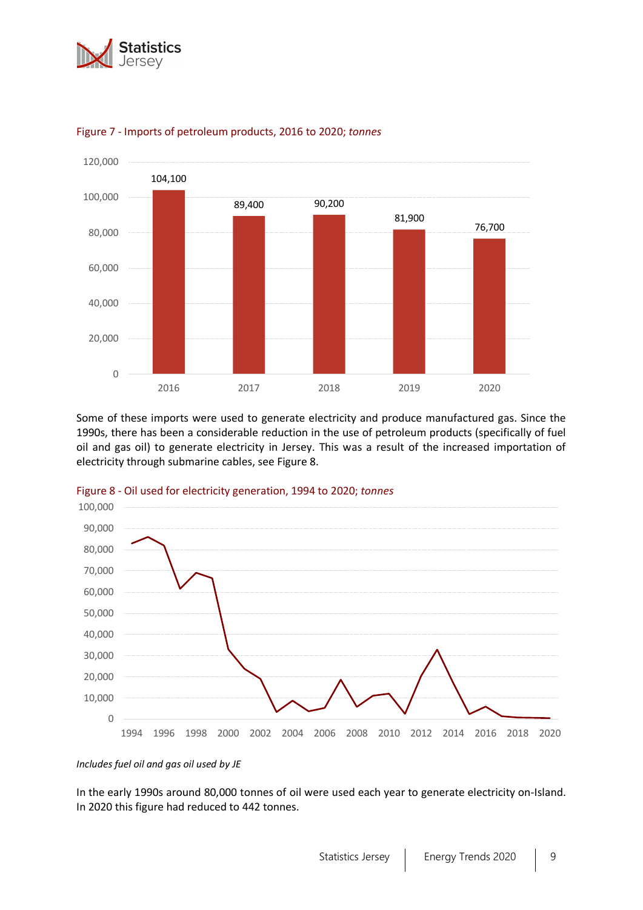Figure 7 - Imports of petroleum products, 2016 to 2020; *tonnes*

| Year | Tonnes |
|---|---|
| 2016 | 104,100 |
| 2017 | 89,400 |
| 2018 | 90,200 |
| 2019 | 81,900 |
| 2020 | 76,700 |

Some of these imports were used to generate electricity and produce manufactured gas. Since the 1990s, there has been a considerable reduction in the use of petroleum products (specifically of fuel oil and gas oil) to generate electricity in Jersey. This was a result of the increased importation of electricity through submarine cables, see Figure 8.

Figure 8 - Oil used for electricity generation, 1994 to 2020; *tonnes*

*Includes fuel oil and gas oil used by JE*

In the early 1990s around 80,000 tonnes of oil were used each year to generate electricity on-Island. In 2020 this figure had reduced to 442 tonnes.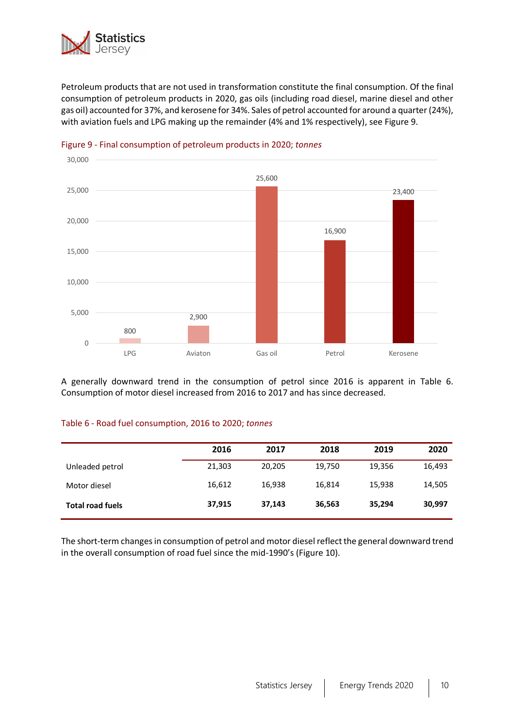Petroleum products that are not used in transformation constitute the final consumption. Of the final consumption of petroleum products in 2020, gas oils (including road diesel, marine diesel and other gas oil) accounted for 37%, and kerosene for 34%. Sales of petrol accounted for around a quarter (24%), with aviation fuels and LPG making up the remainder (4% and 1% respectively), see Figure 9.

Figure 9 - Final consumption of petroleum products in 2020; *tonnes*

| | LPG | Aviaton | Gas oil | Petrol | Kerosene |
|---|---|---|---|---|---|
| Tonnes | 800 | 2,900 | 25,600 | 16,900 | 23,400 |

A generally downward trend in the consumption of petrol since 2016 is apparent in Table 6. Consumption of motor diesel increased from 2016 to 2017 and has since decreased.

Table 6 - Road fuel consumption, 2016 to 2020; *tonnes*

| | 2016 | 2017 | 2018 | 2019 | 2020 |
|---|---|---|---|---|---|
| Unleaded petrol | 21,303 | 20,205 | 19,750 | 19,356 | 16,493 |
| Motor diesel | 16,612 | 16,938 | 16,814 | 15,938 | 14,505 |
| **Total road fuels** | **37,915** | **37,143** | **36,563** | **35,294** | **30,997** |

The short-term changes in consumption of petrol and motor diesel reflect the general downward trend in the overall consumption of road fuel since the mid-1990's (Figure 10).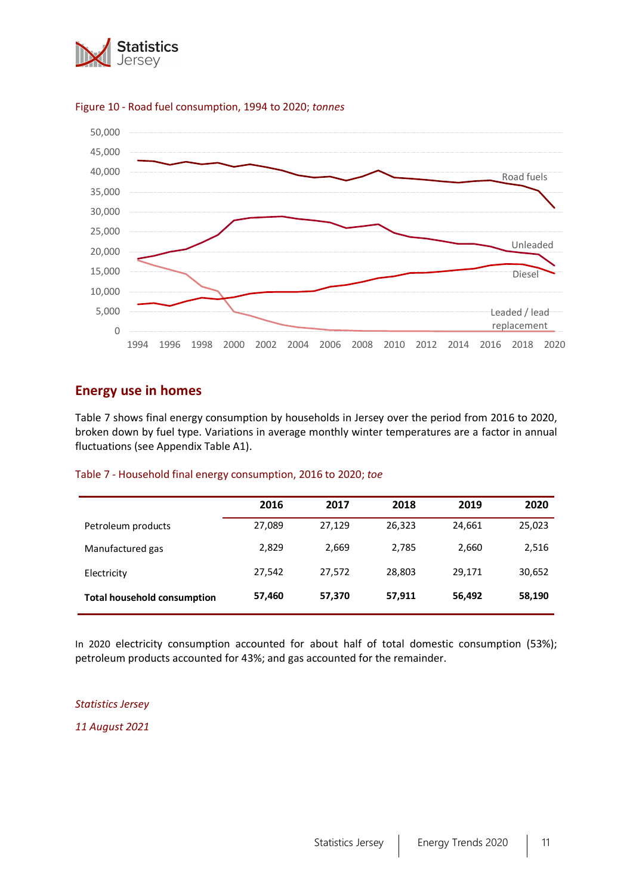Figure 10 - Road fuel consumption, 1994 to 2020; *tonnes*

## Energy use in homes

Table 7 shows final energy consumption by households in Jersey over the period from 2016 to 2020, broken down by fuel type. Variations in average monthly winter temperatures are a factor in annual fluctuations (see Appendix Table A1).

Table 7 - Household final energy consumption, 2016 to 2020; *toe*

| | 2016 | 2017 | 2018 | 2019 | 2020 |
|---|---|---|---|---|---|
| Petroleum products | 27,089 | 27,129 | 26,323 | 24,661 | 25,023 |
| Manufactured gas | 2,829 | 2,669 | 2,785 | 2,660 | 2,516 |
| Electricity | 27,542 | 27,572 | 28,803 | 29,171 | 30,652 |
| **Total household consumption** | **57,460** | **57,370** | **57,911** | **56,492** | **58,190** |

In 2020 electricity consumption accounted for about half of total domestic consumption (53%); petroleum products accounted for 43%; and gas accounted for the remainder.

*Statistics Jersey*

*11 August 2021*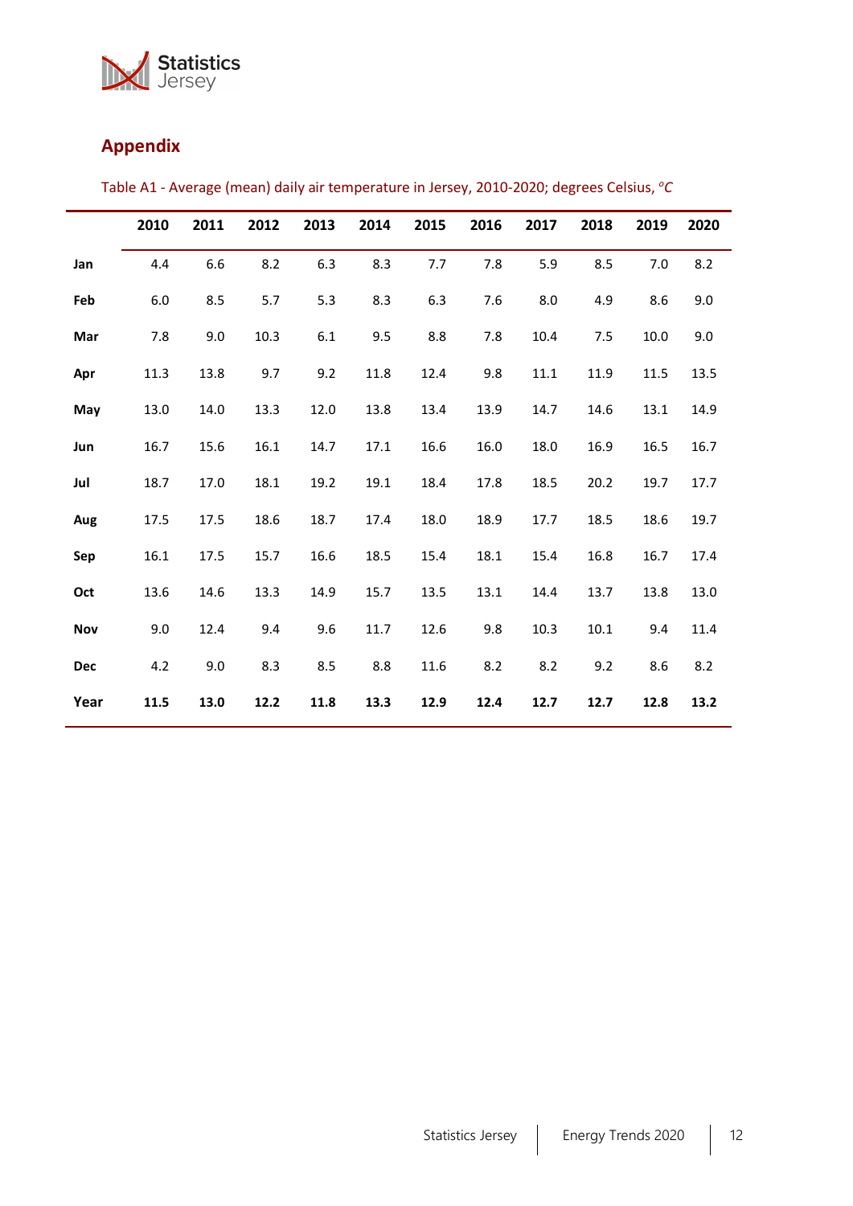## Appendix

Table A1 - Average (mean) daily air temperature in Jersey, 2010-2020; degrees Celsius, *°C*

| | 2010 | 2011 | 2012 | 2013 | 2014 | 2015 | 2016 | 2017 | 2018 | 2019 | 2020 |
|---|---|---|---|---|---|---|---|---|---|---|---|
| **Jan** | 4.4 | 6.6 | 8.2 | 6.3 | 8.3 | 7.7 | 7.8 | 5.9 | 8.5 | 7.0 | 8.2 |
| **Feb** | 6.0 | 8.5 | 5.7 | 5.3 | 8.3 | 6.3 | 7.6 | 8.0 | 4.9 | 8.6 | 9.0 |
| **Mar** | 7.8 | 9.0 | 10.3 | 6.1 | 9.5 | 8.8 | 7.8 | 10.4 | 7.5 | 10.0 | 9.0 |
| **Apr** | 11.3 | 13.8 | 9.7 | 9.2 | 11.8 | 12.4 | 9.8 | 11.1 | 11.9 | 11.5 | 13.5 |
| **May** | 13.0 | 14.0 | 13.3 | 12.0 | 13.8 | 13.4 | 13.9 | 14.7 | 14.6 | 13.1 | 14.9 |
| **Jun** | 16.7 | 15.6 | 16.1 | 14.7 | 17.1 | 16.6 | 16.0 | 18.0 | 16.9 | 16.5 | 16.7 |
| **Jul** | 18.7 | 17.0 | 18.1 | 19.2 | 19.1 | 18.4 | 17.8 | 18.5 | 20.2 | 19.7 | 17.7 |
| **Aug** | 17.5 | 17.5 | 18.6 | 18.7 | 17.4 | 18.0 | 18.9 | 17.7 | 18.5 | 18.6 | 19.7 |
| **Sep** | 16.1 | 17.5 | 15.7 | 16.6 | 18.5 | 15.4 | 18.1 | 15.4 | 16.8 | 16.7 | 17.4 |
| **Oct** | 13.6 | 14.6 | 13.3 | 14.9 | 15.7 | 13.5 | 13.1 | 14.4 | 13.7 | 13.8 | 13.0 |
| **Nov** | 9.0 | 12.4 | 9.4 | 9.6 | 11.7 | 12.6 | 9.8 | 10.3 | 10.1 | 9.4 | 11.4 |
| **Dec** | 4.2 | 9.0 | 8.3 | 8.5 | 8.8 | 11.6 | 8.2 | 8.2 | 9.2 | 8.6 | 8.2 |
| **Year** | **11.5** | **13.0** | **12.2** | **11.8** | **13.3** | **12.9** | **12.4** | **12.7** | **12.7** | **12.8** | **13.2** |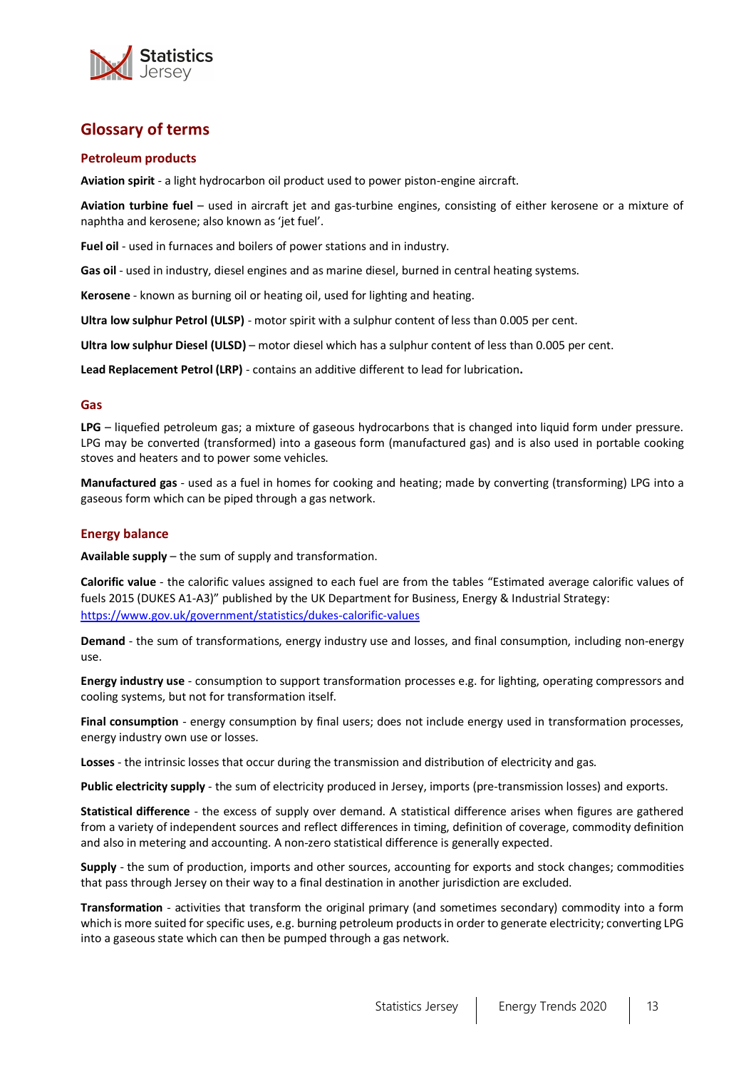# Glossary of terms

## Petroleum products

**Aviation spirit** - a light hydrocarbon oil product used to power piston-engine aircraft.

**Aviation turbine fuel** – used in aircraft jet and gas-turbine engines, consisting of either kerosene or a mixture of naphtha and kerosene; also known as 'jet fuel'.

**Fuel oil** - used in furnaces and boilers of power stations and in industry.

**Gas oil** - used in industry, diesel engines and as marine diesel, burned in central heating systems.

**Kerosene** - known as burning oil or heating oil, used for lighting and heating.

**Ultra low sulphur Petrol (ULSP)** - motor spirit with a sulphur content of less than 0.005 per cent.

**Ultra low sulphur Diesel (ULSD)** – motor diesel which has a sulphur content of less than 0.005 per cent.

**Lead Replacement Petrol (LRP)** - contains an additive different to lead for lubrication**.**

## Gas

**LPG** – liquefied petroleum gas; a mixture of gaseous hydrocarbons that is changed into liquid form under pressure. LPG may be converted (transformed) into a gaseous form (manufactured gas) and is also used in portable cooking stoves and heaters and to power some vehicles.

**Manufactured gas** - used as a fuel in homes for cooking and heating; made by converting (transforming) LPG into a gaseous form which can be piped through a gas network.

## Energy balance

**Available supply** – the sum of supply and transformation.

**Calorific value** - the calorific values assigned to each fuel are from the tables "Estimated average calorific values of fuels 2015 (DUKES A1-A3)" published by the UK Department for Business, Energy & Industrial Strategy: https://www.gov.uk/government/statistics/dukes-calorific-values

**Demand** - the sum of transformations, energy industry use and losses, and final consumption, including non-energy use.

**Energy industry use** - consumption to support transformation processes e.g. for lighting, operating compressors and cooling systems, but not for transformation itself.

**Final consumption** - energy consumption by final users; does not include energy used in transformation processes, energy industry own use or losses.

**Losses** - the intrinsic losses that occur during the transmission and distribution of electricity and gas.

**Public electricity supply** - the sum of electricity produced in Jersey, imports (pre-transmission losses) and exports.

**Statistical difference** - the excess of supply over demand. A statistical difference arises when figures are gathered from a variety of independent sources and reflect differences in timing, definition of coverage, commodity definition and also in metering and accounting. A non-zero statistical difference is generally expected.

**Supply** - the sum of production, imports and other sources, accounting for exports and stock changes; commodities that pass through Jersey on their way to a final destination in another jurisdiction are excluded.

**Transformation** - activities that transform the original primary (and sometimes secondary) commodity into a form which is more suited for specific uses, e.g. burning petroleum products in order to generate electricity; converting LPG into a gaseous state which can then be pumped through a gas network.